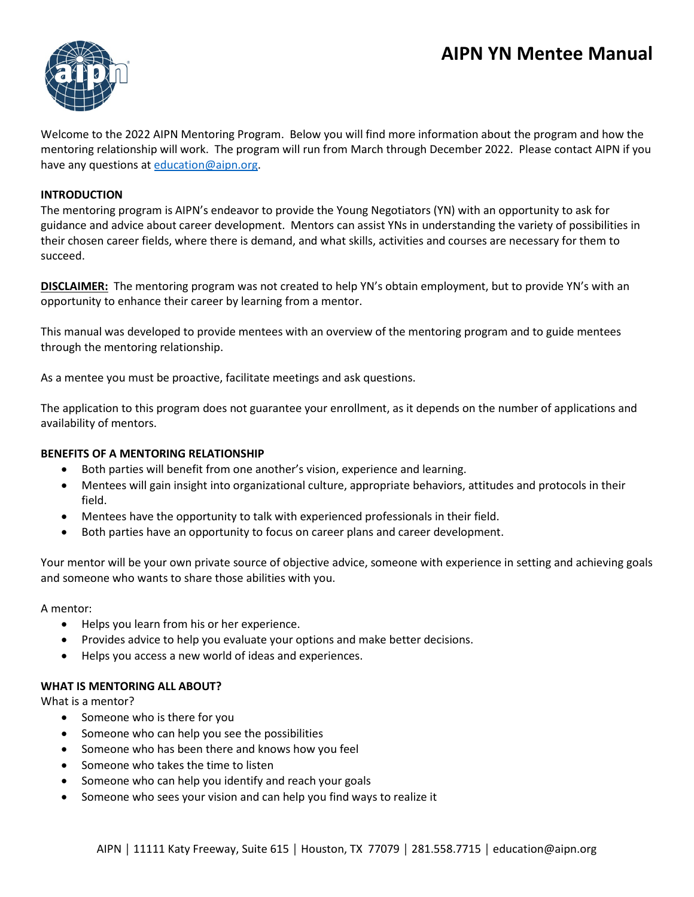# AIPN YN Mentee Manual

Welcome to the 2022 AIPN Mentoring Program. Below you will find more information about the program and how the mentoring relationship will work. The program will run from March through December 2022. Please contact AIPN if you have any questions at [education@aipn.org](mailto:education@aipn.org).

## INTRODUCTION

The mentoring program is AIPN's endeavor to provide the Young Negotiators (YN) with an opportunity to ask for guidance and advice about career development. Mentors can assist YNs in understanding the variety of possibilities in their chosen career fields, where there is demand, and what skills, activities and courses are necessary for them to succeed.

**DISCLAIMER:** The mentoring program was not created to help YN's obtain employment, but to provide YN's with an opportunity to enhance their career by learning from a mentor.

This manual was developed to provide mentees with an overview of the mentoring program and to guide mentees through the mentoring relationship.

As a mentee you must be proactive, facilitate meetings and ask questions.

The application to this program does not guarantee your enrollment, as it depends on the number of applications and availability of mentors.

## BENEFITS OF A MENTORING RELATIONSHIP

- Both parties will benefit from one another's vision, experience and learning.
- Mentees will gain insight into organizational culture, appropriate behaviors, attitudes and protocols in their field.
- Mentees have the opportunity to talk with experienced professionals in their field.
- Both parties have an opportunity to focus on career plans and career development.

Your mentor will be your own private source of objective advice, someone with experience in setting and achieving goals and someone who wants to share those abilities with you.

A mentor:

- Helps you learn from his or her experience.
- Provides advice to help you evaluate your options and make better decisions.
- Helps you access a new world of ideas and experiences.

## WHAT IS MENTORING ALL ABOUT?

What is a mentor?

- Someone who is there for you
- Someone who can help you see the possibilities
- Someone who has been there and knows how you feel
- Someone who takes the time to listen
- Someone who can help you identify and reach your goals
- Someone who sees your vision and can help you find ways to realize it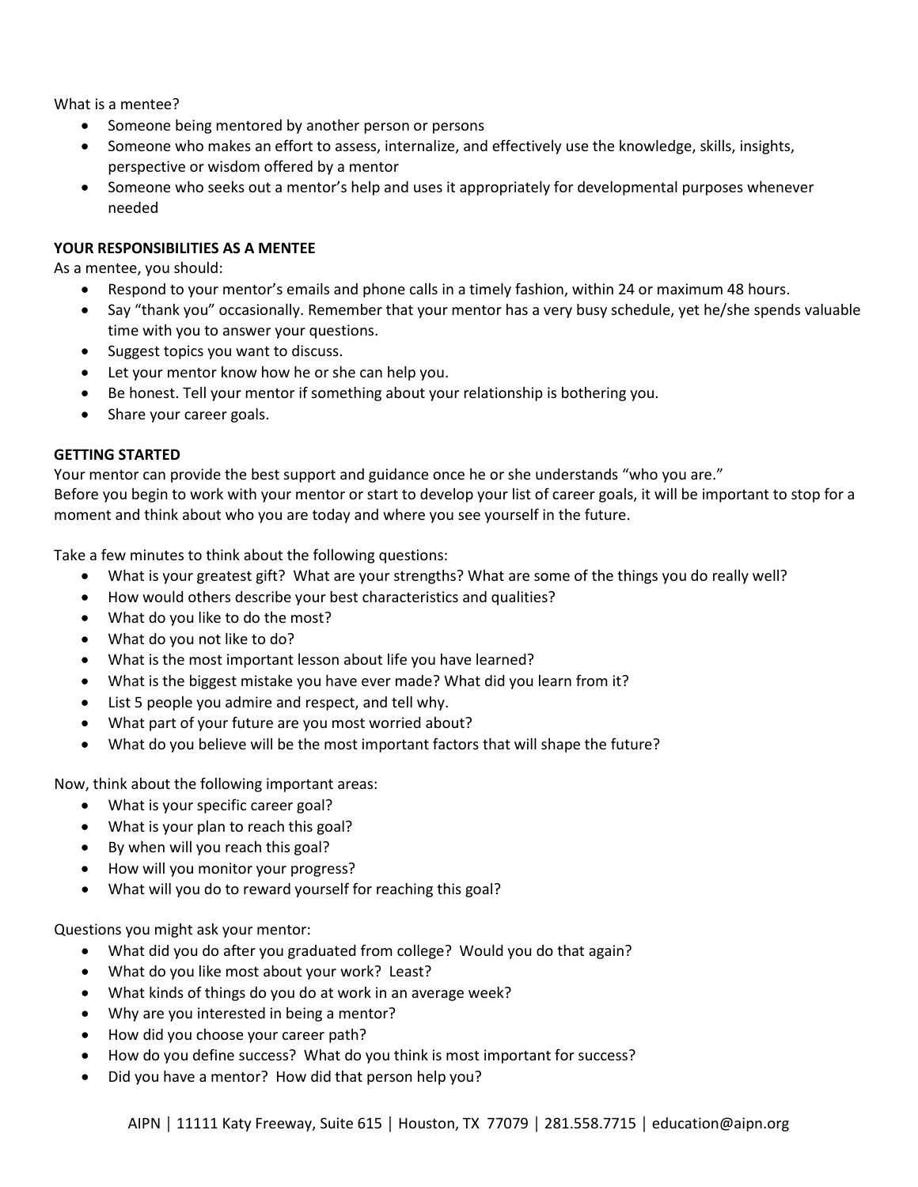What is a mentee?

- Someone being mentored by another person or persons
- Someone who makes an effort to assess, internalize, and effectively use the knowledge, skills, insights, perspective or wisdom offered by a mentor
- Someone who seeks out a mentor's help and uses it appropriately for developmental purposes whenever needed

**YOUR RESPONSIBILITIES AS A MENTEE**

As a mentee, you should:

- Respond to your mentor's emails and phone calls in a timely fashion, within 24 or maximum 48 hours.
- Say "thank you" occasionally. Remember that your mentor has a very busy schedule, yet he/she spends valuable time with you to answer your questions.
- Suggest topics you want to discuss.
- Let your mentor know how he or she can help you.
- Be honest. Tell your mentor if something about your relationship is bothering you.
- Share your career goals.

**GETTING STARTED**

Your mentor can provide the best support and guidance once he or she understands "who you are."
Before you begin to work with your mentor or start to develop your list of career goals, it will be important to stop for a moment and think about who you are today and where you see yourself in the future.

Take a few minutes to think about the following questions:

- What is your greatest gift? What are your strengths? What are some of the things you do really well?
- How would others describe your best characteristics and qualities?
- What do you like to do the most?
- What do you not like to do?
- What is the most important lesson about life you have learned?
- What is the biggest mistake you have ever made? What did you learn from it?
- List 5 people you admire and respect, and tell why.
- What part of your future are you most worried about?
- What do you believe will be the most important factors that will shape the future?

Now, think about the following important areas:

- What is your specific career goal?
- What is your plan to reach this goal?
- By when will you reach this goal?
- How will you monitor your progress?
- What will you do to reward yourself for reaching this goal?

Questions you might ask your mentor:

- What did you do after you graduated from college? Would you do that again?
- What do you like most about your work? Least?
- What kinds of things do you do at work in an average week?
- Why are you interested in being a mentor?
- How did you choose your career path?
- How do you define success? What do you think is most important for success?
- Did you have a mentor? How did that person help you?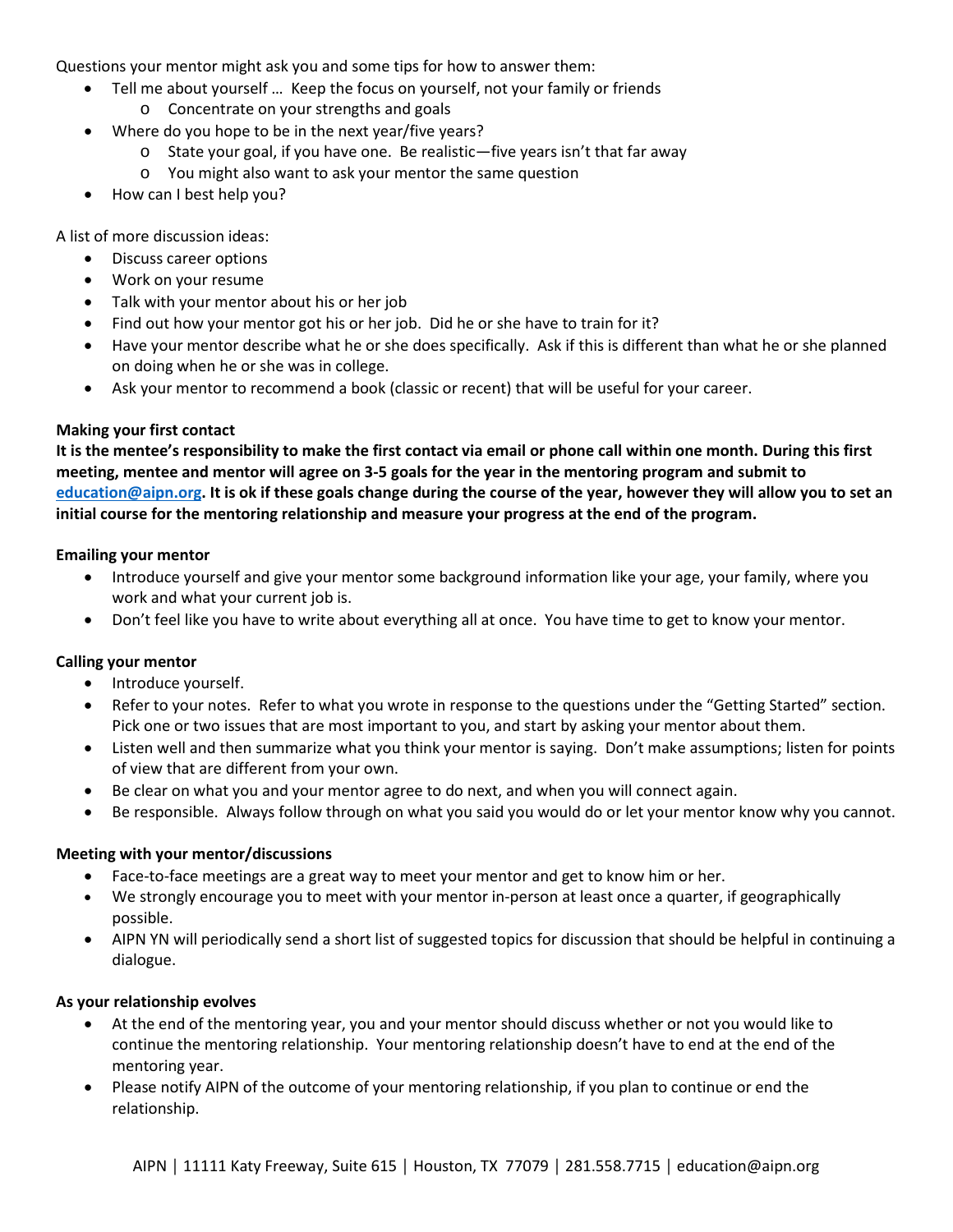Questions your mentor might ask you and some tips for how to answer them:

- Tell me about yourself … Keep the focus on yourself, not your family or friends
  - Concentrate on your strengths and goals
- Where do you hope to be in the next year/five years?
  - State your goal, if you have one. Be realistic—five years isn't that far away
  - You might also want to ask your mentor the same question
- How can I best help you?

A list of more discussion ideas:

- Discuss career options
- Work on your resume
- Talk with your mentor about his or her job
- Find out how your mentor got his or her job. Did he or she have to train for it?
- Have your mentor describe what he or she does specifically. Ask if this is different than what he or she planned on doing when he or she was in college.
- Ask your mentor to recommend a book (classic or recent) that will be useful for your career.

**Making your first contact**

**It is the mentee's responsibility to make the first contact via email or phone call within one month. During this first meeting, mentee and mentor will agree on 3-5 goals for the year in the mentoring program and submit to education@aipn.org. It is ok if these goals change during the course of the year, however they will allow you to set an initial course for the mentoring relationship and measure your progress at the end of the program.**

**Emailing your mentor**

- Introduce yourself and give your mentor some background information like your age, your family, where you work and what your current job is.
- Don't feel like you have to write about everything all at once. You have time to get to know your mentor.

**Calling your mentor**

- Introduce yourself.
- Refer to your notes. Refer to what you wrote in response to the questions under the "Getting Started" section. Pick one or two issues that are most important to you, and start by asking your mentor about them.
- Listen well and then summarize what you think your mentor is saying. Don't make assumptions; listen for points of view that are different from your own.
- Be clear on what you and your mentor agree to do next, and when you will connect again.
- Be responsible. Always follow through on what you said you would do or let your mentor know why you cannot.

**Meeting with your mentor/discussions**

- Face-to-face meetings are a great way to meet your mentor and get to know him or her.
- We strongly encourage you to meet with your mentor in-person at least once a quarter, if geographically possible.
- AIPN YN will periodically send a short list of suggested topics for discussion that should be helpful in continuing a dialogue.

**As your relationship evolves**

- At the end of the mentoring year, you and your mentor should discuss whether or not you would like to continue the mentoring relationship. Your mentoring relationship doesn't have to end at the end of the mentoring year.
- Please notify AIPN of the outcome of your mentoring relationship, if you plan to continue or end the relationship.